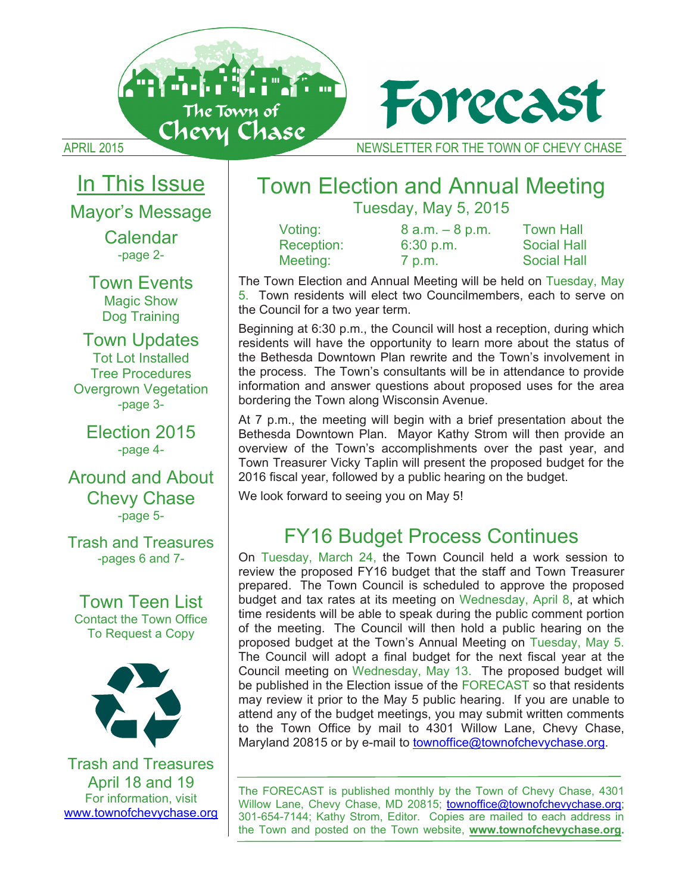# Forecast

APRIL 2015 — NEWSLETTER FOR THE TOWN OF CHEVY CHASE

## In This Issue

**Mayor's Message**

**Calendar**
-page 2-

**Town Events**
Magic Show
Dog Training

**Town Updates**
Tot Lot Installed
Tree Procedures
Overgrown Vegetation
-page 3-

**Election 2015**
-page 4-

**Around and About Chevy Chase**
-page 5-

**Trash and Treasures**
-pages 6 and 7-

**Town Teen List**
Contact the Town Office
To Request a Copy

**Trash and Treasures**
April 18 and 19
For information, visit
www.townofchevychase.org

# Town Election and Annual Meeting

### Tuesday, May 5, 2015

| | | |
|---|---|---|
| Voting: | 8 a.m. – 8 p.m. | Town Hall |
| Reception: | 6:30 p.m. | Social Hall |
| Meeting: | 7 p.m. | Social Hall |

The Town Election and Annual Meeting will be held on Tuesday, May 5. Town residents will elect two Councilmembers, each to serve on the Council for a two year term.

Beginning at 6:30 p.m., the Council will host a reception, during which residents will have the opportunity to learn more about the status of the Bethesda Downtown Plan rewrite and the Town's involvement in the process. The Town's consultants will be in attendance to provide information and answer questions about proposed uses for the area bordering the Town along Wisconsin Avenue.

At 7 p.m., the meeting will begin with a brief presentation about the Bethesda Downtown Plan. Mayor Kathy Strom will then provide an overview of the Town's accomplishments over the past year, and Town Treasurer Vicky Taplin will present the proposed budget for the 2016 fiscal year, followed by a public hearing on the budget.

We look forward to seeing you on May 5!

# FY16 Budget Process Continues

On Tuesday, March 24, the Town Council held a work session to review the proposed FY16 budget that the staff and Town Treasurer prepared. The Town Council is scheduled to approve the proposed budget and tax rates at its meeting on Wednesday, April 8, at which time residents will be able to speak during the public comment portion of the meeting. The Council will then hold a public hearing on the proposed budget at the Town's Annual Meeting on Tuesday, May 5. The Council will adopt a final budget for the next fiscal year at the Council meeting on Wednesday, May 13. The proposed budget will be published in the Election issue of the FORECAST so that residents may review it prior to the May 5 public hearing. If you are unable to attend any of the budget meetings, you may submit written comments to the Town Office by mail to 4301 Willow Lane, Chevy Chase, Maryland 20815 or by e-mail to townoffice@townofchevychase.org.

---

The FORECAST is published monthly by the Town of Chevy Chase, 4301 Willow Lane, Chevy Chase, MD 20815; townoffice@townofchevychase.org; 301-654-7144; Kathy Strom, Editor. Copies are mailed to each address in the Town and posted on the Town website, **www.townofchevychase.org.**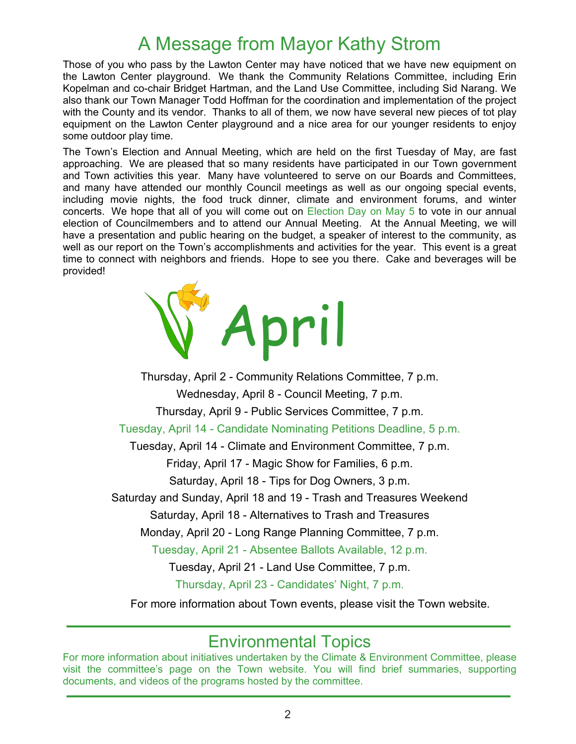# A Message from Mayor Kathy Strom

Those of you who pass by the Lawton Center may have noticed that we have new equipment on the Lawton Center playground. We thank the Community Relations Committee, including Erin Kopelman and co-chair Bridget Hartman, and the Land Use Committee, including Sid Narang. We also thank our Town Manager Todd Hoffman for the coordination and implementation of the project with the County and its vendor. Thanks to all of them, we now have several new pieces of tot play equipment on the Lawton Center playground and a nice area for our younger residents to enjoy some outdoor play time.

The Town's Election and Annual Meeting, which are held on the first Tuesday of May, are fast approaching. We are pleased that so many residents have participated in our Town government and Town activities this year. Many have volunteered to serve on our Boards and Committees, and many have attended our monthly Council meetings as well as our ongoing special events, including movie nights, the food truck dinner, climate and environment forums, and winter concerts. We hope that all of you will come out on Election Day on May 5 to vote in our annual election of Councilmembers and to attend our Annual Meeting. At the Annual Meeting, we will have a presentation and public hearing on the budget, a speaker of interest to the community, as well as our report on the Town's accomplishments and activities for the year. This event is a great time to connect with neighbors and friends. Hope to see you there. Cake and beverages will be provided!

# April

Thursday, April 2 - Community Relations Committee, 7 p.m.

Wednesday, April 8 - Council Meeting, 7 p.m.

Thursday, April 9 - Public Services Committee, 7 p.m.

Tuesday, April 14 - Candidate Nominating Petitions Deadline, 5 p.m.

Tuesday, April 14 - Climate and Environment Committee, 7 p.m.

Friday, April 17 - Magic Show for Families, 6 p.m.

Saturday, April 18 - Tips for Dog Owners, 3 p.m.

Saturday and Sunday, April 18 and 19 - Trash and Treasures Weekend

Saturday, April 18 - Alternatives to Trash and Treasures

Monday, April 20 - Long Range Planning Committee, 7 p.m.

Tuesday, April 21 - Absentee Ballots Available, 12 p.m.

Tuesday, April 21 - Land Use Committee, 7 p.m.

Thursday, April 23 - Candidates' Night, 7 p.m.

For more information about Town events, please visit the Town website.

## Environmental Topics

For more information about initiatives undertaken by the Climate & Environment Committee, please visit the committee's page on the Town website. You will find brief summaries, supporting documents, and videos of the programs hosted by the committee.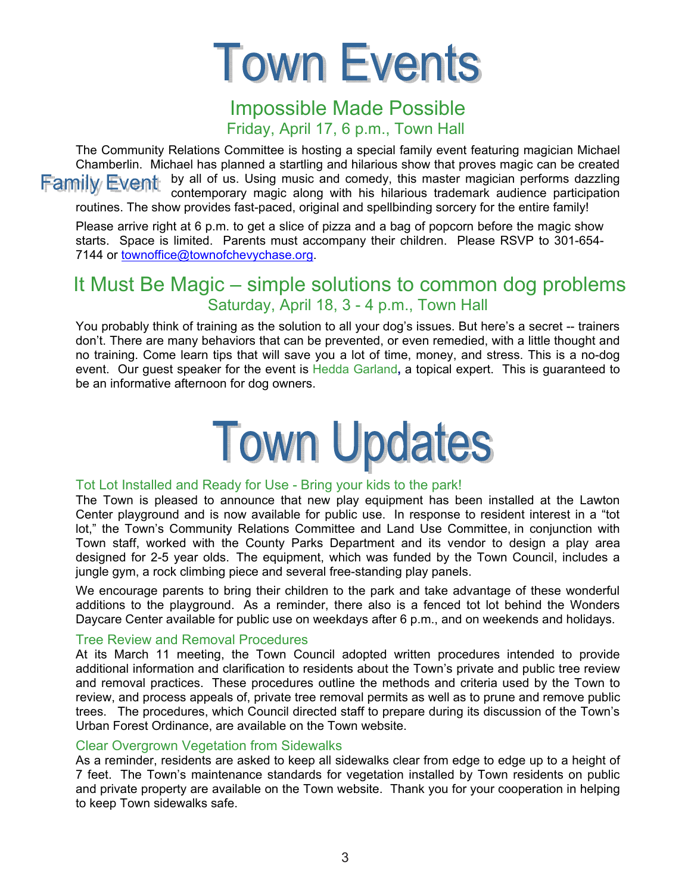# Town Events

## Impossible Made Possible

### Friday, April 17, 6 p.m., Town Hall

Family Event

The Community Relations Committee is hosting a special family event featuring magician Michael Chamberlin. Michael has planned a startling and hilarious show that proves magic can be created by all of us. Using music and comedy, this master magician performs dazzling contemporary magic along with his hilarious trademark audience participation routines. The show provides fast-paced, original and spellbinding sorcery for the entire family!

Please arrive right at 6 p.m. to get a slice of pizza and a bag of popcorn before the magic show starts. Space is limited. Parents must accompany their children. Please RSVP to 301-654-7144 or townoffice@townofchevychase.org.

## It Must Be Magic – simple solutions to common dog problems

### Saturday, April 18, 3 - 4 p.m., Town Hall

You probably think of training as the solution to all your dog's issues. But here's a secret -- trainers don't. There are many behaviors that can be prevented, or even remedied, with a little thought and no training. Come learn tips that will save you a lot of time, money, and stress. This is a no-dog event. Our guest speaker for the event is Hedda Garland, a topical expert. This is guaranteed to be an informative afternoon for dog owners.

# Town Updates

### Tot Lot Installed and Ready for Use - Bring your kids to the park!

The Town is pleased to announce that new play equipment has been installed at the Lawton Center playground and is now available for public use. In response to resident interest in a "tot lot," the Town's Community Relations Committee and Land Use Committee, in conjunction with Town staff, worked with the County Parks Department and its vendor to design a play area designed for 2-5 year olds. The equipment, which was funded by the Town Council, includes a jungle gym, a rock climbing piece and several free-standing play panels.

We encourage parents to bring their children to the park and take advantage of these wonderful additions to the playground. As a reminder, there also is a fenced tot lot behind the Wonders Daycare Center available for public use on weekdays after 6 p.m., and on weekends and holidays.

### Tree Review and Removal Procedures

At its March 11 meeting, the Town Council adopted written procedures intended to provide additional information and clarification to residents about the Town's private and public tree review and removal practices. These procedures outline the methods and criteria used by the Town to review, and process appeals of, private tree removal permits as well as to prune and remove public trees. The procedures, which Council directed staff to prepare during its discussion of the Town's Urban Forest Ordinance, are available on the Town website.

### Clear Overgrown Vegetation from Sidewalks

As a reminder, residents are asked to keep all sidewalks clear from edge to edge up to a height of 7 feet. The Town's maintenance standards for vegetation installed by Town residents on public and private property are available on the Town website. Thank you for your cooperation in helping to keep Town sidewalks safe.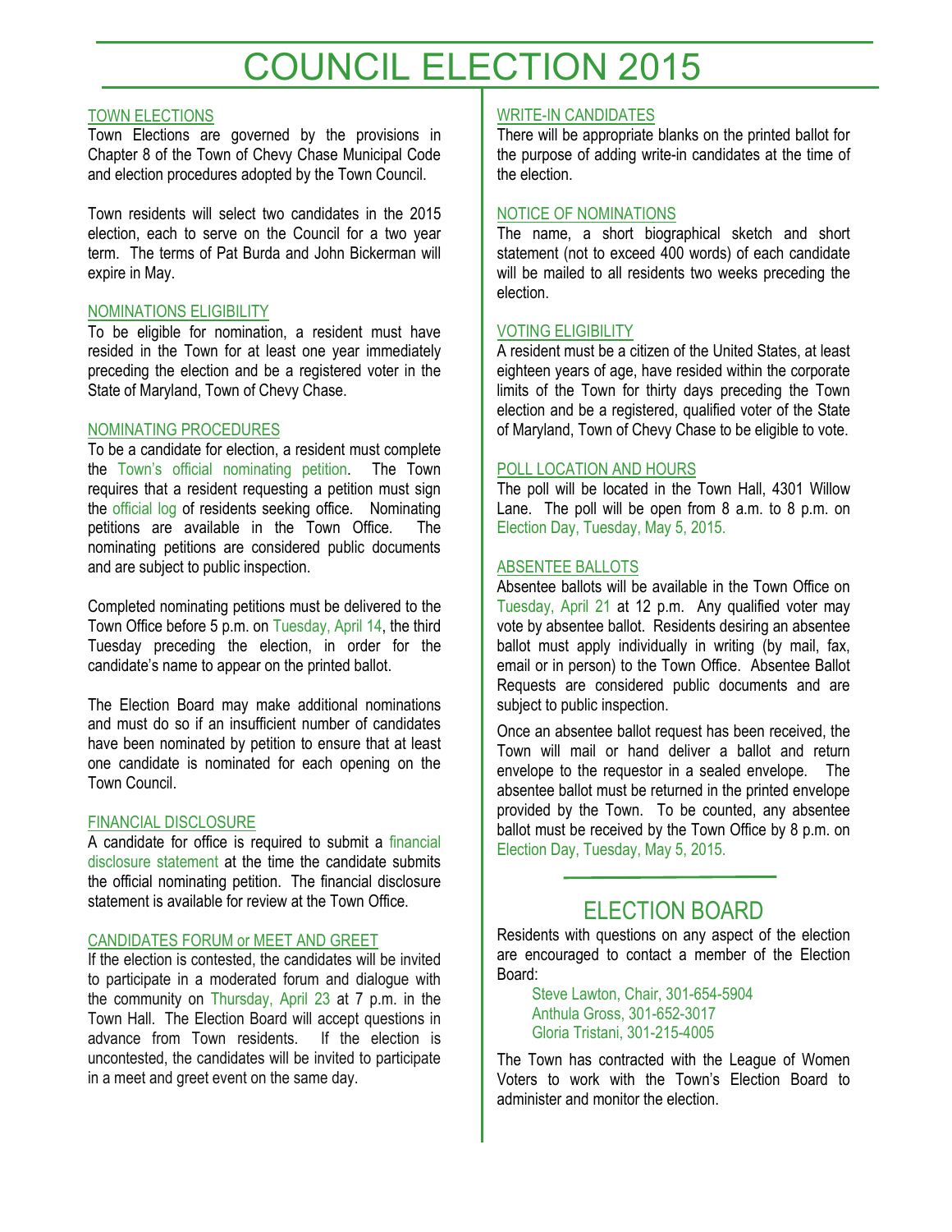# COUNCIL ELECTION 2015

### TOWN ELECTIONS

Town Elections are governed by the provisions in Chapter 8 of the Town of Chevy Chase Municipal Code and election procedures adopted by the Town Council.

Town residents will select two candidates in the 2015 election, each to serve on the Council for a two year term. The terms of Pat Burda and John Bickerman will expire in May.

### NOMINATIONS ELIGIBILITY

To be eligible for nomination, a resident must have resided in the Town for at least one year immediately preceding the election and be a registered voter in the State of Maryland, Town of Chevy Chase.

### NOMINATING PROCEDURES

To be a candidate for election, a resident must complete the Town's official nominating petition. The Town requires that a resident requesting a petition must sign the official log of residents seeking office. Nominating petitions are available in the Town Office. The nominating petitions are considered public documents and are subject to public inspection.

Completed nominating petitions must be delivered to the Town Office before 5 p.m. on Tuesday, April 14, the third Tuesday preceding the election, in order for the candidate's name to appear on the printed ballot.

The Election Board may make additional nominations and must do so if an insufficient number of candidates have been nominated by petition to ensure that at least one candidate is nominated for each opening on the Town Council.

### FINANCIAL DISCLOSURE

A candidate for office is required to submit a financial disclosure statement at the time the candidate submits the official nominating petition. The financial disclosure statement is available for review at the Town Office.

### CANDIDATES FORUM or MEET AND GREET

If the election is contested, the candidates will be invited to participate in a moderated forum and dialogue with the community on Thursday, April 23 at 7 p.m. in the Town Hall. The Election Board will accept questions in advance from Town residents. If the election is uncontested, the candidates will be invited to participate in a meet and greet event on the same day.

### WRITE-IN CANDIDATES

There will be appropriate blanks on the printed ballot for the purpose of adding write-in candidates at the time of the election.

### NOTICE OF NOMINATIONS

The name, a short biographical sketch and short statement (not to exceed 400 words) of each candidate will be mailed to all residents two weeks preceding the election.

### VOTING ELIGIBILITY

A resident must be a citizen of the United States, at least eighteen years of age, have resided within the corporate limits of the Town for thirty days preceding the Town election and be a registered, qualified voter of the State of Maryland, Town of Chevy Chase to be eligible to vote.

### POLL LOCATION AND HOURS

The poll will be located in the Town Hall, 4301 Willow Lane. The poll will be open from 8 a.m. to 8 p.m. on Election Day, Tuesday, May 5, 2015.

### ABSENTEE BALLOTS

Absentee ballots will be available in the Town Office on Tuesday, April 21 at 12 p.m. Any qualified voter may vote by absentee ballot. Residents desiring an absentee ballot must apply individually in writing (by mail, fax, email or in person) to the Town Office. Absentee Ballot Requests are considered public documents and are subject to public inspection.

Once an absentee ballot request has been received, the Town will mail or hand deliver a ballot and return envelope to the requestor in a sealed envelope. The absentee ballot must be returned in the printed envelope provided by the Town. To be counted, any absentee ballot must be received by the Town Office by 8 p.m. on Election Day, Tuesday, May 5, 2015.

## ELECTION BOARD

Residents with questions on any aspect of the election are encouraged to contact a member of the Election Board:

Steve Lawton, Chair, 301-654-5904
Anthula Gross, 301-652-3017
Gloria Tristani, 301-215-4005

The Town has contracted with the League of Women Voters to work with the Town's Election Board to administer and monitor the election.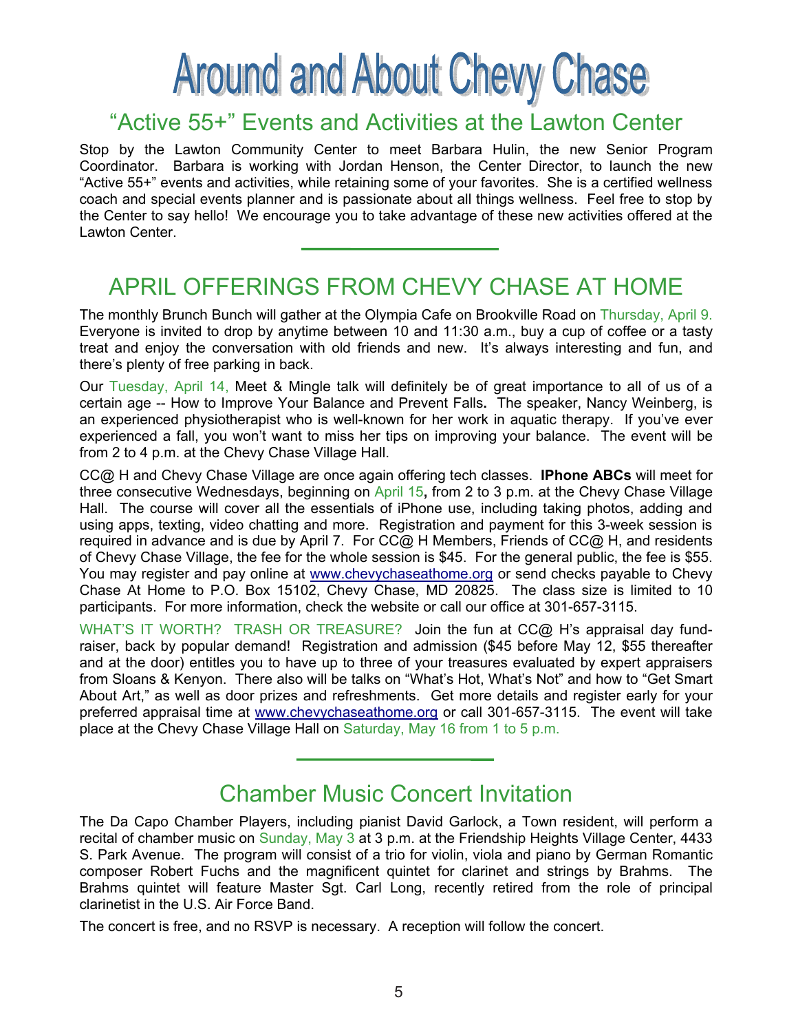# Around and About Chevy Chase

## "Active 55+" Events and Activities at the Lawton Center

Stop by the Lawton Community Center to meet Barbara Hulin, the new Senior Program Coordinator. Barbara is working with Jordan Henson, the Center Director, to launch the new "Active 55+" events and activities, while retaining some of your favorites. She is a certified wellness coach and special events planner and is passionate about all things wellness. Feel free to stop by the Center to say hello! We encourage you to take advantage of these new activities offered at the Lawton Center.

---

## APRIL OFFERINGS FROM CHEVY CHASE AT HOME

The monthly Brunch Bunch will gather at the Olympia Cafe on Brookville Road on Thursday, April 9. Everyone is invited to drop by anytime between 10 and 11:30 a.m., buy a cup of coffee or a tasty treat and enjoy the conversation with old friends and new. It's always interesting and fun, and there's plenty of free parking in back.

Our Tuesday, April 14, Meet & Mingle talk will definitely be of great importance to all of us of a certain age -- How to Improve Your Balance and Prevent Falls**.** The speaker, Nancy Weinberg, is an experienced physiotherapist who is well-known for her work in aquatic therapy. If you've ever experienced a fall, you won't want to miss her tips on improving your balance. The event will be from 2 to 4 p.m. at the Chevy Chase Village Hall.

CC@ H and Chevy Chase Village are once again offering tech classes. **IPhone ABCs** will meet for three consecutive Wednesdays, beginning on April 15**,** from 2 to 3 p.m. at the Chevy Chase Village Hall. The course will cover all the essentials of iPhone use, including taking photos, adding and using apps, texting, video chatting and more. Registration and payment for this 3-week session is required in advance and is due by April 7. For CC@ H Members, Friends of CC@ H, and residents of Chevy Chase Village, the fee for the whole session is $45. For the general public, the fee is $55. You may register and pay online at www.chevychaseathome.org or send checks payable to Chevy Chase At Home to P.O. Box 15102, Chevy Chase, MD 20825. The class size is limited to 10 participants. For more information, check the website or call our office at 301-657-3115.

WHAT'S IT WORTH? TRASH OR TREASURE? Join the fun at CC@ H's appraisal day fund-raiser, back by popular demand! Registration and admission ($45 before May 12, $55 thereafter and at the door) entitles you to have up to three of your treasures evaluated by expert appraisers from Sloans & Kenyon. There also will be talks on "What's Hot, What's Not" and how to "Get Smart About Art," as well as door prizes and refreshments. Get more details and register early for your preferred appraisal time at www.chevychaseathome.org or call 301-657-3115. The event will take place at the Chevy Chase Village Hall on Saturday, May 16 from 1 to 5 p.m.

---

## Chamber Music Concert Invitation

The Da Capo Chamber Players, including pianist David Garlock, a Town resident, will perform a recital of chamber music on Sunday, May 3 at 3 p.m. at the Friendship Heights Village Center, 4433 S. Park Avenue. The program will consist of a trio for violin, viola and piano by German Romantic composer Robert Fuchs and the magnificent quintet for clarinet and strings by Brahms. The Brahms quintet will feature Master Sgt. Carl Long, recently retired from the role of principal clarinetist in the U.S. Air Force Band.

The concert is free, and no RSVP is necessary. A reception will follow the concert.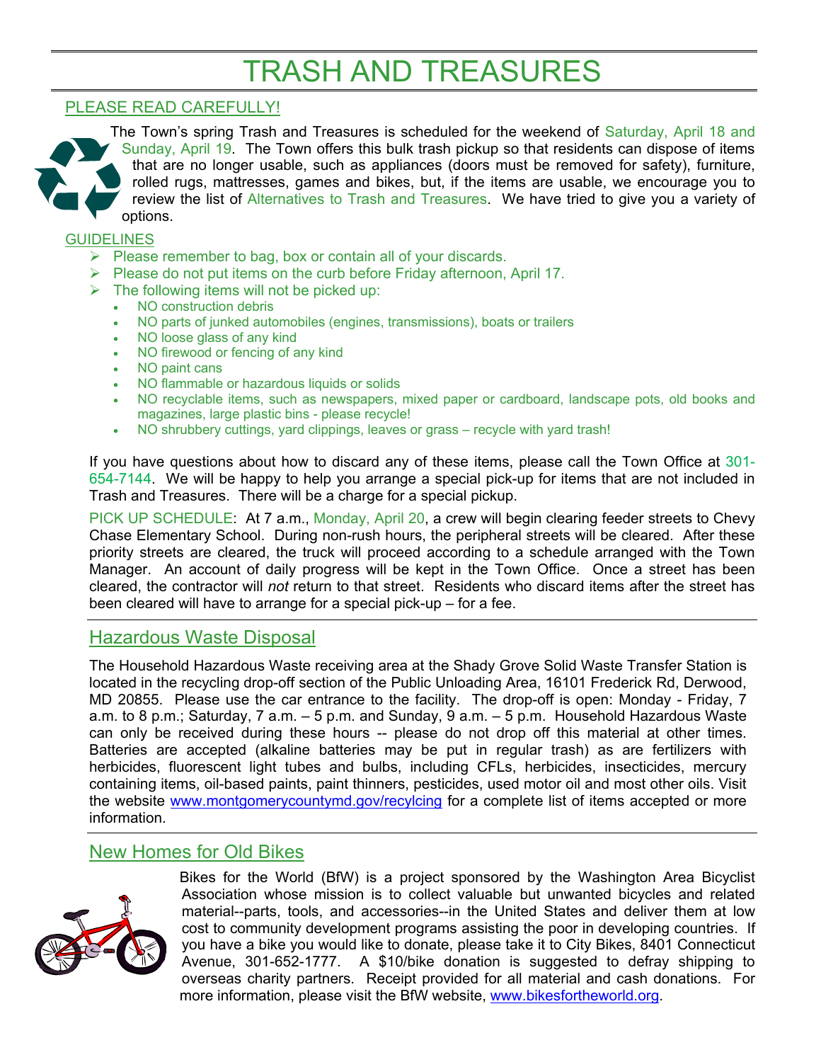# TRASH AND TREASURES

PLEASE READ CAREFULLY!

The Town's spring Trash and Treasures is scheduled for the weekend of Saturday, April 18 and Sunday, April 19. The Town offers this bulk trash pickup so that residents can dispose of items that are no longer usable, such as appliances (doors must be removed for safety), furniture, rolled rugs, mattresses, games and bikes, but, if the items are usable, we encourage you to review the list of Alternatives to Trash and Treasures. We have tried to give you a variety of options.

GUIDELINES

- Please remember to bag, box or contain all of your discards.
- Please do not put items on the curb before Friday afternoon, April 17.
- The following items will not be picked up:
  - NO construction debris
  - NO parts of junked automobiles (engines, transmissions), boats or trailers
  - NO loose glass of any kind
  - NO firewood or fencing of any kind
  - NO paint cans
  - NO flammable or hazardous liquids or solids
  - NO recyclable items, such as newspapers, mixed paper or cardboard, landscape pots, old books and magazines, large plastic bins - please recycle!
  - NO shrubbery cuttings, yard clippings, leaves or grass – recycle with yard trash!

If you have questions about how to discard any of these items, please call the Town Office at 301-654-7144. We will be happy to help you arrange a special pick-up for items that are not included in Trash and Treasures. There will be a charge for a special pickup.

PICK UP SCHEDULE: At 7 a.m., Monday, April 20, a crew will begin clearing feeder streets to Chevy Chase Elementary School. During non-rush hours, the peripheral streets will be cleared. After these priority streets are cleared, the truck will proceed according to a schedule arranged with the Town Manager. An account of daily progress will be kept in the Town Office. Once a street has been cleared, the contractor will *not* return to that street. Residents who discard items after the street has been cleared will have to arrange for a special pick-up – for a fee.

## Hazardous Waste Disposal

The Household Hazardous Waste receiving area at the Shady Grove Solid Waste Transfer Station is located in the recycling drop-off section of the Public Unloading Area, 16101 Frederick Rd, Derwood, MD 20855. Please use the car entrance to the facility. The drop-off is open: Monday - Friday, 7 a.m. to 8 p.m.; Saturday, 7 a.m. – 5 p.m. and Sunday, 9 a.m. – 5 p.m. Household Hazardous Waste can only be received during these hours -- please do not drop off this material at other times. Batteries are accepted (alkaline batteries may be put in regular trash) as are fertilizers with herbicides, fluorescent light tubes and bulbs, including CFLs, herbicides, insecticides, mercury containing items, oil-based paints, paint thinners, pesticides, used motor oil and most other oils. Visit the website www.montgomerycountymd.gov/recylcing for a complete list of items accepted or more information.

## New Homes for Old Bikes

Bikes for the World (BfW) is a project sponsored by the Washington Area Bicyclist Association whose mission is to collect valuable but unwanted bicycles and related material--parts, tools, and accessories--in the United States and deliver them at low cost to community development programs assisting the poor in developing countries. If you have a bike you would like to donate, please take it to City Bikes, 8401 Connecticut Avenue, 301-652-1777. A $10/bike donation is suggested to defray shipping to overseas charity partners. Receipt provided for all material and cash donations. For more information, please visit the BfW website, www.bikesfortheworld.org.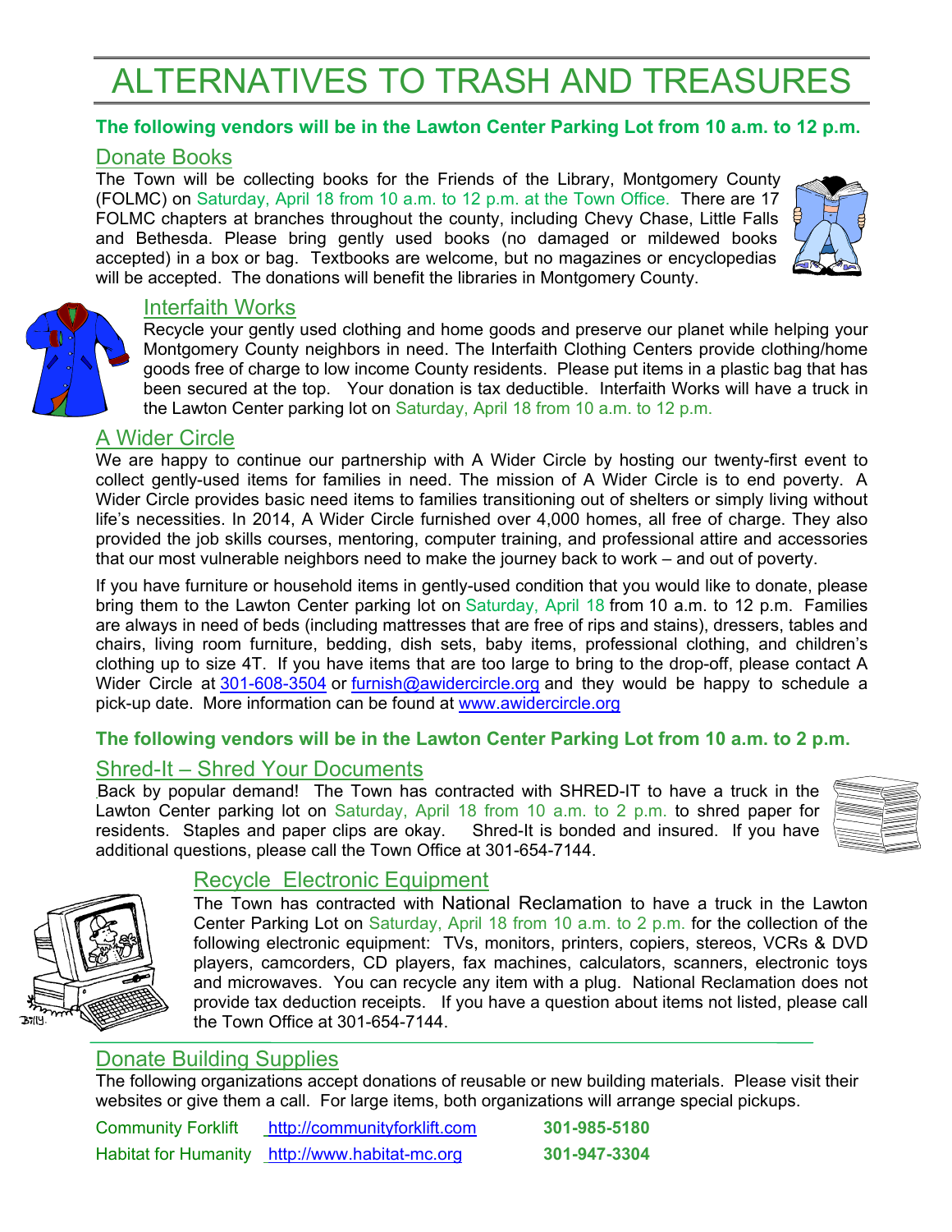# ALTERNATIVES TO TRASH AND TREASURES

**The following vendors will be in the Lawton Center Parking Lot from 10 a.m. to 12 p.m.**

## Donate Books

The Town will be collecting books for the Friends of the Library, Montgomery County (FOLMC) on Saturday, April 18 from 10 a.m. to 12 p.m. at the Town Office. There are 17 FOLMC chapters at branches throughout the county, including Chevy Chase, Little Falls and Bethesda. Please bring gently used books (no damaged or mildewed books accepted) in a box or bag. Textbooks are welcome, but no magazines or encyclopedias will be accepted. The donations will benefit the libraries in Montgomery County.

## Interfaith Works

Recycle your gently used clothing and home goods and preserve our planet while helping your Montgomery County neighbors in need. The Interfaith Clothing Centers provide clothing/home goods free of charge to low income County residents. Please put items in a plastic bag that has been secured at the top. Your donation is tax deductible. Interfaith Works will have a truck in the Lawton Center parking lot on Saturday, April 18 from 10 a.m. to 12 p.m.

## A Wider Circle

We are happy to continue our partnership with A Wider Circle by hosting our twenty-first event to collect gently-used items for families in need. The mission of A Wider Circle is to end poverty. A Wider Circle provides basic need items to families transitioning out of shelters or simply living without life's necessities. In 2014, A Wider Circle furnished over 4,000 homes, all free of charge. They also provided the job skills courses, mentoring, computer training, and professional attire and accessories that our most vulnerable neighbors need to make the journey back to work – and out of poverty.

If you have furniture or household items in gently-used condition that you would like to donate, please bring them to the Lawton Center parking lot on Saturday, April 18 from 10 a.m. to 12 p.m. Families are always in need of beds (including mattresses that are free of rips and stains), dressers, tables and chairs, living room furniture, bedding, dish sets, baby items, professional clothing, and children's clothing up to size 4T. If you have items that are too large to bring to the drop-off, please contact A Wider Circle at 301-608-3504 or furnish@awidercircle.org and they would be happy to schedule a pick-up date. More information can be found at www.awidercircle.org

**The following vendors will be in the Lawton Center Parking Lot from 10 a.m. to 2 p.m.**

## Shred-It – Shred Your Documents

Back by popular demand! The Town has contracted with SHRED-IT to have a truck in the Lawton Center parking lot on Saturday, April 18 from 10 a.m. to 2 p.m. to shred paper for residents. Staples and paper clips are okay. Shred-It is bonded and insured. If you have additional questions, please call the Town Office at 301-654-7144.

## Recycle Electronic Equipment

The Town has contracted with National Reclamation to have a truck in the Lawton Center Parking Lot on Saturday, April 18 from 10 a.m. to 2 p.m. for the collection of the following electronic equipment: TVs, monitors, printers, copiers, stereos, VCRs & DVD players, camcorders, CD players, fax machines, calculators, scanners, electronic toys and microwaves. You can recycle any item with a plug. National Reclamation does not provide tax deduction receipts. If you have a question about items not listed, please call the Town Office at 301-654-7144.

## Donate Building Supplies

The following organizations accept donations of reusable or new building materials. Please visit their websites or give them a call. For large items, both organizations will arrange special pickups.

| | | |
|---|---|---|
| Community Forklift | http://communityforklift.com | **301-985-5180** |
| Habitat for Humanity | http://www.habitat-mc.org | **301-947-3304** |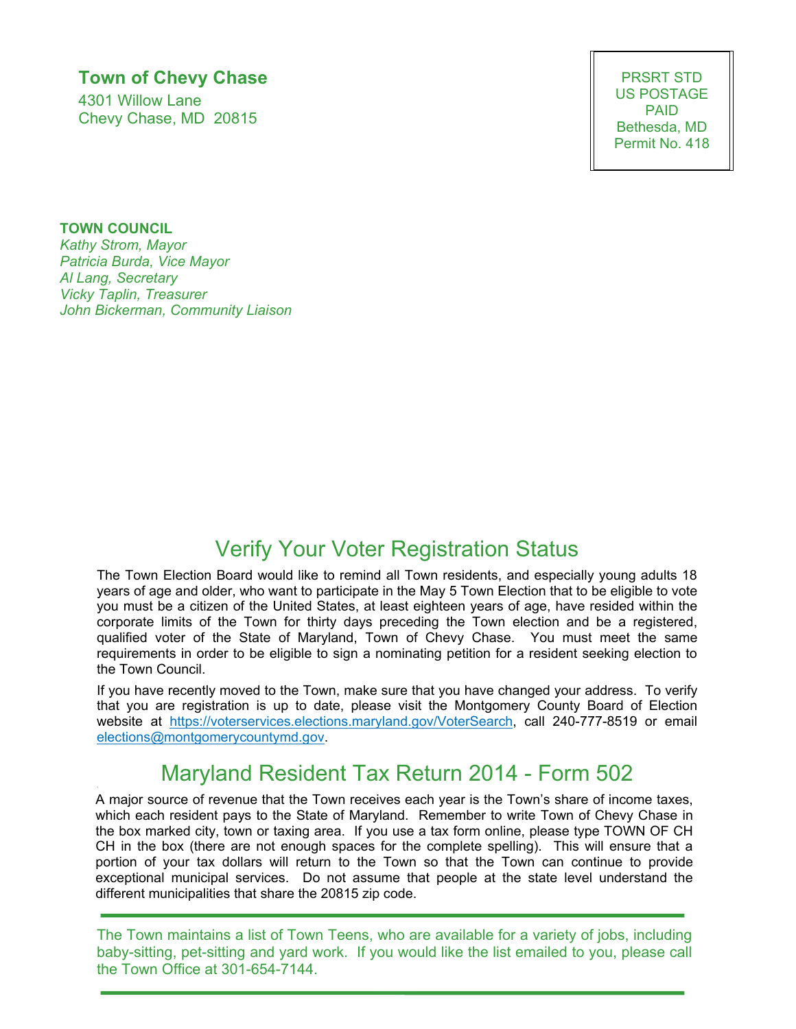**Town of Chevy Chase**
4301 Willow Lane
Chevy Chase, MD 20815

PRSRT STD
US POSTAGE
PAID
Bethesda, MD
Permit No. 418

**TOWN COUNCIL**
*Kathy Strom, Mayor*
*Patricia Burda, Vice Mayor*
*Al Lang, Secretary*
*Vicky Taplin, Treasurer*
*John Bickerman, Community Liaison*

## Verify Your Voter Registration Status

The Town Election Board would like to remind all Town residents, and especially young adults 18 years of age and older, who want to participate in the May 5 Town Election that to be eligible to vote you must be a citizen of the United States, at least eighteen years of age, have resided within the corporate limits of the Town for thirty days preceding the Town election and be a registered, qualified voter of the State of Maryland, Town of Chevy Chase. You must meet the same requirements in order to be eligible to sign a nominating petition for a resident seeking election to the Town Council.

If you have recently moved to the Town, make sure that you have changed your address. To verify that you are registration is up to date, please visit the Montgomery County Board of Election website at https://voterservices.elections.maryland.gov/VoterSearch, call 240-777-8519 or email elections@montgomerycountymd.gov.

## Maryland Resident Tax Return 2014 - Form 502

A major source of revenue that the Town receives each year is the Town's share of income taxes, which each resident pays to the State of Maryland. Remember to write Town of Chevy Chase in the box marked city, town or taxing area. If you use a tax form online, please type TOWN OF CH CH in the box (there are not enough spaces for the complete spelling). This will ensure that a portion of your tax dollars will return to the Town so that the Town can continue to provide exceptional municipal services. Do not assume that people at the state level understand the different municipalities that share the 20815 zip code.

---

The Town maintains a list of Town Teens, who are available for a variety of jobs, including baby-sitting, pet-sitting and yard work. If you would like the list emailed to you, please call the Town Office at 301-654-7144.

---